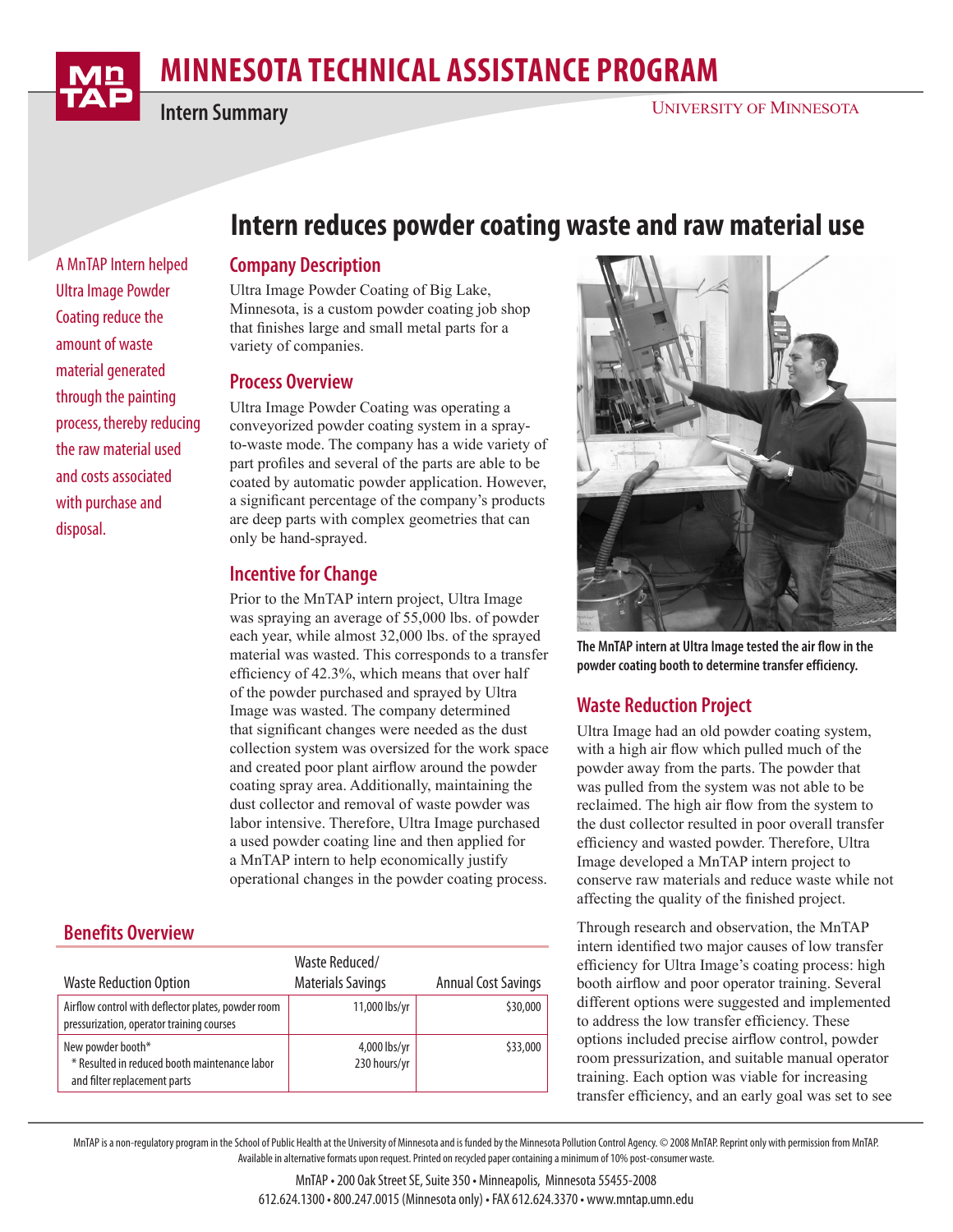# MINNESOTA TECHNICAL ASSISTANCE PROGRAM

Intern Summary

UNIVERSITY OF MINNESOTA

## Intern reduces powder coating waste and raw material use

A MnTAP Intern helped Ultra Image Powder Coating reduce the amount of waste material generated through the painting process, thereby reducing the raw material used and costs associated with purchase and disposal.

### Company Description

Ultra Image Powder Coating of Big Lake, Minnesota, is a custom powder coating job shop that finishes large and small metal parts for a variety of companies.

### Process Overview

Ultra Image Powder Coating was operating a conveyorized powder coating system in a spray-to-waste mode. The company has a wide variety of part profiles and several of the parts are able to be coated by automatic powder application. However, a significant percentage of the company's products are deep parts with complex geometries that can only be hand-sprayed.

### Incentive for Change

Prior to the MnTAP intern project, Ultra Image was spraying an average of 55,000 lbs. of powder each year, while almost 32,000 lbs. of the sprayed material was wasted. This corresponds to a transfer efficiency of 42.3%, which means that over half of the powder purchased and sprayed by Ultra Image was wasted. The company determined that significant changes were needed as the dust collection system was oversized for the work space and created poor plant airflow around the powder coating spray area. Additionally, maintaining the dust collector and removal of waste powder was labor intensive. Therefore, Ultra Image purchased a used powder coating line and then applied for a MnTAP intern to help economically justify operational changes in the powder coating process.

**The MnTAP intern at Ultra Image tested the air flow in the powder coating booth to determine transfer efficiency.**

### Waste Reduction Project

Ultra Image had an old powder coating system, with a high air flow which pulled much of the powder away from the parts. The powder that was pulled from the system was not able to be reclaimed. The high air flow from the system to the dust collector resulted in poor overall transfer efficiency and wasted powder. Therefore, Ultra Image developed a MnTAP intern project to conserve raw materials and reduce waste while not affecting the quality of the finished project.

Through research and observation, the MnTAP intern identified two major causes of low transfer efficiency for Ultra Image's coating process: high booth airflow and poor operator training. Several different options were suggested and implemented to address the low transfer efficiency. These options included precise airflow control, powder room pressurization, and suitable manual operator training. Each option was viable for increasing transfer efficiency, and an early goal was set to see

### Benefits Overview

| Waste Reduction Option | Waste Reduced/ Materials Savings | Annual Cost Savings |
|---|---|---|
| Airflow control with deflector plates, powder room pressurization, operator training courses | 11,000 lbs/yr | $30,000 |
| New powder booth* <br> * Resulted in reduced booth maintenance labor and filter replacement parts | 4,000 lbs/yr <br> 230 hours/yr | $33,000 |

MnTAP is a non-regulatory program in the School of Public Health at the University of Minnesota and is funded by the Minnesota Pollution Control Agency. © 2008 MnTAP. Reprint only with permission from MnTAP. Available in alternative formats upon request. Printed on recycled paper containing a minimum of 10% post-consumer waste.

MnTAP • 200 Oak Street SE, Suite 350 • Minneapolis, Minnesota 55455-2008
612.624.1300 • 800.247.0015 (Minnesota only) • FAX 612.624.3370 • www.mntap.umn.edu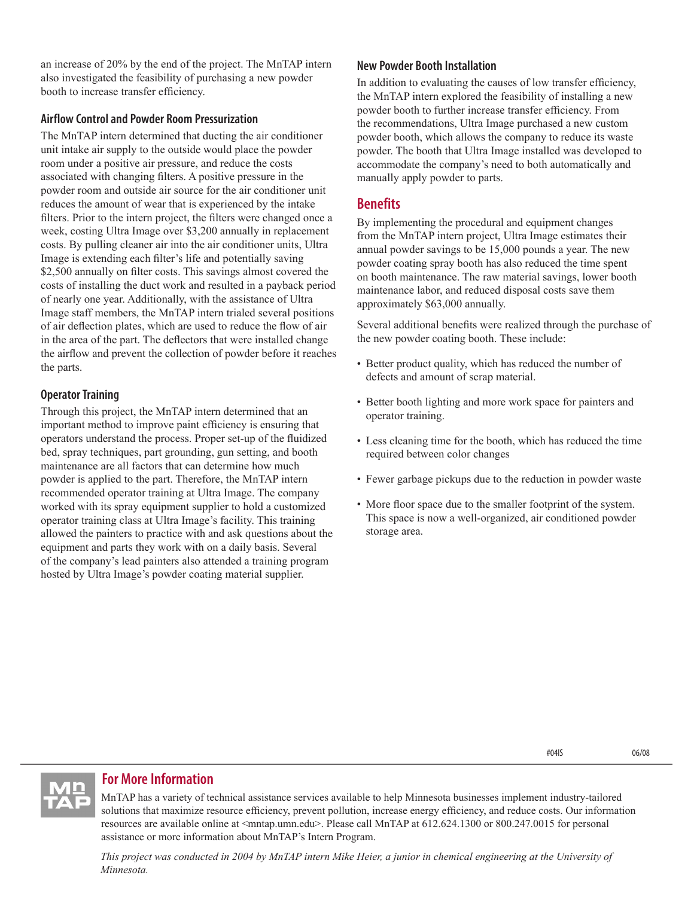an increase of 20% by the end of the project. The MnTAP intern also investigated the feasibility of purchasing a new powder booth to increase transfer efficiency.

### Airflow Control and Powder Room Pressurization

The MnTAP intern determined that ducting the air conditioner unit intake air supply to the outside would place the powder room under a positive air pressure, and reduce the costs associated with changing filters. A positive pressure in the powder room and outside air source for the air conditioner unit reduces the amount of wear that is experienced by the intake filters. Prior to the intern project, the filters were changed once a week, costing Ultra Image over $3,200 annually in replacement costs. By pulling cleaner air into the air conditioner units, Ultra Image is extending each filter's life and potentially saving $2,500 annually on filter costs. This savings almost covered the costs of installing the duct work and resulted in a payback period of nearly one year. Additionally, with the assistance of Ultra Image staff members, the MnTAP intern trialed several positions of air deflection plates, which are used to reduce the flow of air in the area of the part. The deflectors that were installed change the airflow and prevent the collection of powder before it reaches the parts.

### Operator Training

Through this project, the MnTAP intern determined that an important method to improve paint efficiency is ensuring that operators understand the process. Proper set-up of the fluidized bed, spray techniques, part grounding, gun setting, and booth maintenance are all factors that can determine how much powder is applied to the part. Therefore, the MnTAP intern recommended operator training at Ultra Image. The company worked with its spray equipment supplier to hold a customized operator training class at Ultra Image's facility. This training allowed the painters to practice with and ask questions about the equipment and parts they work with on a daily basis. Several of the company's lead painters also attended a training program hosted by Ultra Image's powder coating material supplier.

### New Powder Booth Installation

In addition to evaluating the causes of low transfer efficiency, the MnTAP intern explored the feasibility of installing a new powder booth to further increase transfer efficiency. From the recommendations, Ultra Image purchased a new custom powder booth, which allows the company to reduce its waste powder. The booth that Ultra Image installed was developed to accommodate the company's need to both automatically and manually apply powder to parts.

## Benefits

By implementing the procedural and equipment changes from the MnTAP intern project, Ultra Image estimates their annual powder savings to be 15,000 pounds a year. The new powder coating spray booth has also reduced the time spent on booth maintenance. The raw material savings, lower booth maintenance labor, and reduced disposal costs save them approximately $63,000 annually.

Several additional benefits were realized through the purchase of the new powder coating booth. These include:

- Better product quality, which has reduced the number of defects and amount of scrap material.
- Better booth lighting and more work space for painters and operator training.
- Less cleaning time for the booth, which has reduced the time required between color changes
- Fewer garbage pickups due to the reduction in powder waste
- More floor space due to the smaller footprint of the system. This space is now a well-organized, air conditioned powder storage area.

#04IS 06/08

## For More Information

MnTAP has a variety of technical assistance services available to help Minnesota businesses implement industry-tailored solutions that maximize resource efficiency, prevent pollution, increase energy efficiency, and reduce costs. Our information resources are available online at <mntap.umn.edu>. Please call MnTAP at 612.624.1300 or 800.247.0015 for personal assistance or more information about MnTAP's Intern Program.

*This project was conducted in 2004 by MnTAP intern Mike Heier, a junior in chemical engineering at the University of Minnesota.*